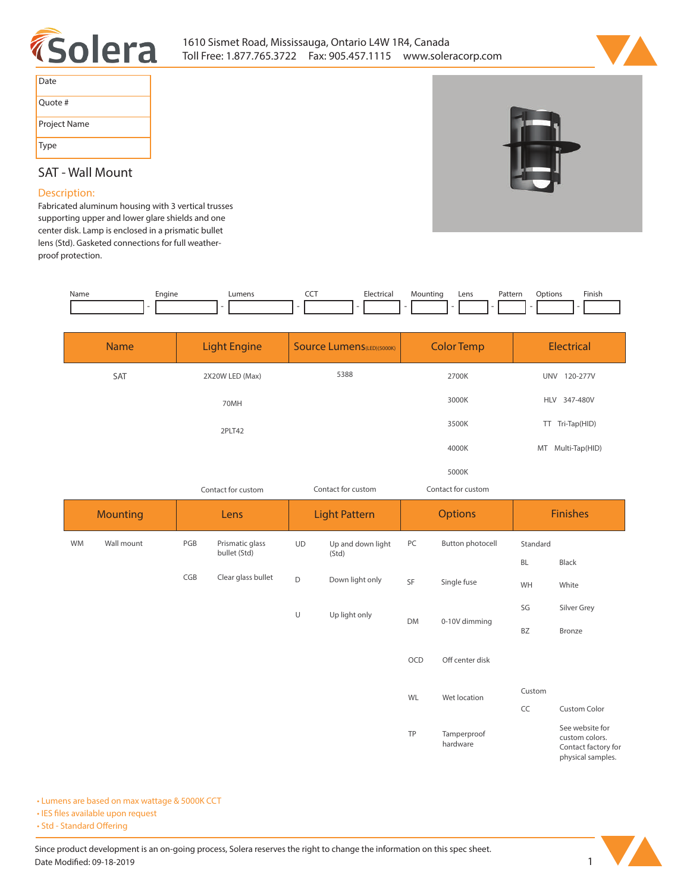# Solera

1610 Sismet Road, Mississauga, Ontario L4W 1R4, Canada
Toll Free: 1.877.765.3722 Fax: 905.457.1115 www.soleracorp.com

| Date | |
|---|---|
| Quote # | |
| Project Name | |
| Type | |

## SAT - Wall Mount

### Description:

Fabricated aluminum housing with 3 vertical trusses supporting upper and lower glare shields and one center disk. Lamp is enclosed in a prismatic bullet lens (Std). Gasketed connections for full weather-proof protection.

| Name | | Engine | | Lumens | | CCT | | Electrical | | Mounting | | Lens | | Pattern | | Options | | Finish |
|---|---|---|---|---|---|---|---|---|---|---|---|---|---|---|---|---|---|---|
| | - | | - | | - | | - | | - | | - | | - | | - | | - | |

| Name | Light Engine | Source Lumens(LED)(5000K) | Color Temp | Electrical |
|---|---|---|---|---|
| SAT | 2X20W LED (Max) | 5388 | 2700K | UNV 120-277V |
| | 70MH | | 3000K | HLV 347-480V |
| | 2PLT42 | | 3500K | TT Tri-Tap(HID) |
| | | | 4000K | MT Multi-Tap(HID) |
| | | | 5000K | |
| | Contact for custom | Contact for custom | Contact for custom | |

| Mounting | | Lens | | Light Pattern | | Options | | Finishes | |
|---|---|---|---|---|---|---|---|---|---|
| WM | Wall mount | PGB | Prismatic glass bullet (Std) | UD | Up and down light (Std) | PC | Button photocell | Standard | |
| | | | | | | | | BL | Black |
| | | CGB | Clear glass bullet | D | Down light only | SF | Single fuse | WH | White |
| | | | | | | | | SG | Silver Grey |
| | | | | U | Up light only | DM | 0-10V dimming | BZ | Bronze |
| | | | | | | OCD | Off center disk | | |
| | | | | | | WL | Wet location | Custom | |
| | | | | | | | | CC | Custom Color |
| | | | | | | TP | Tamperproof hardware | | See website for custom colors. Contact factory for physical samples. |

- Lumens are based on max wattage & 5000K CCT
- IES files available upon request
- Std - Standard Offering

Since product development is an on-going process, Solera reserves the right to change the information on this spec sheet.
Date Modified: 09-18-2019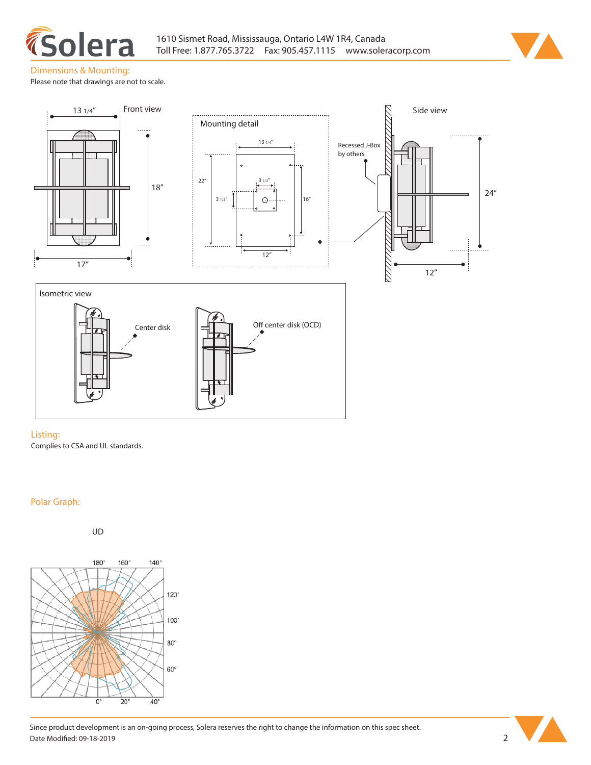1610 Sismet Road, Mississauga, Ontario L4W 1R4, Canada
Toll Free: 1.877.765.3722 Fax: 905.457.1115 www.soleracorp.com

## Dimensions & Mounting:

Please note that drawings are not to scale.

Front view

13 1/4"

18"

17"

Mounting detail

13 1/4"

22"

3 1/2"

3 1/2"

16"

12"

Recessed J-Box by others

Side view

24"

12"

Isometric view

Center disk

Off center disk (OCD)

## Listing:

Complies to CSA and UL standards.

## Polar Graph:

UD

180° 160° 140°

120°

100°

80°

60°

0° 20° 40°

Since product development is an on-going process, Solera reserves the right to change the information on this spec sheet.
Date Modified: 09-18-2019